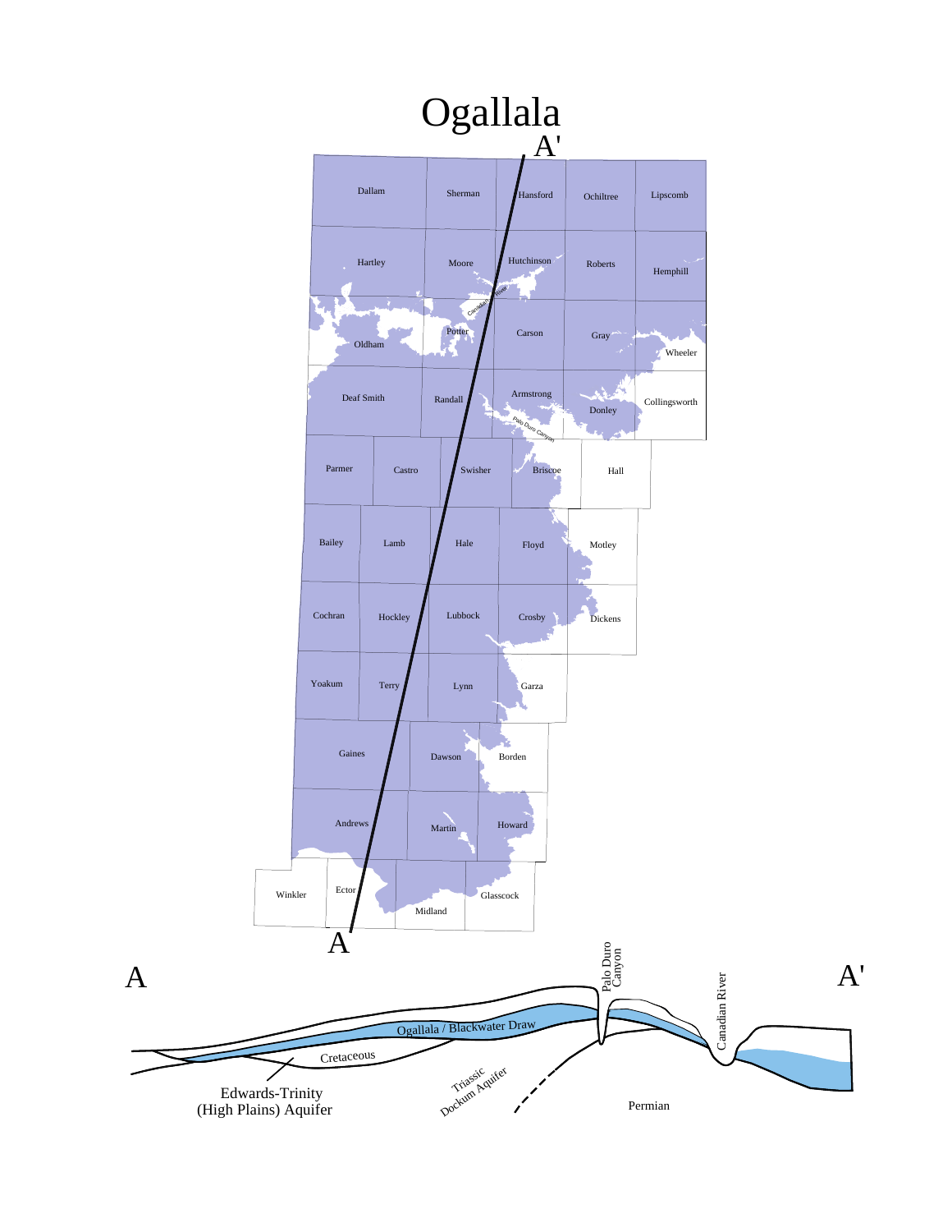# Ogallala

A'

Dallam, Sherman, Hansford, Ochiltree, Lipscomb

Hartley, Moore, Hutchinson, Roberts, Hemphill

Oldham, Potter, Carson, Gray, Wheeler

Deaf Smith, Randall, Armstrong, Donley, Collingsworth

Parmer, Castro, Swisher, Briscoe, Hall

Bailey, Lamb, Hale, Floyd, Motley

Cochran, Hockley, Lubbock, Crosby, Dickens

Yoakum, Terry, Lynn, Garza

Gaines, Dawson, Borden

Andrews, Martin, Howard

Winkler, Ector, Midland, Glasscock

Canadian River

Palo Duro Canyon

A

A — A'

Palo Duro Canyon

Canadian River

Ogallala / Blackwater Draw

Cretaceous

Edwards-Trinity (High Plains) Aquifer

Triassic Dockum Aquifer

Permian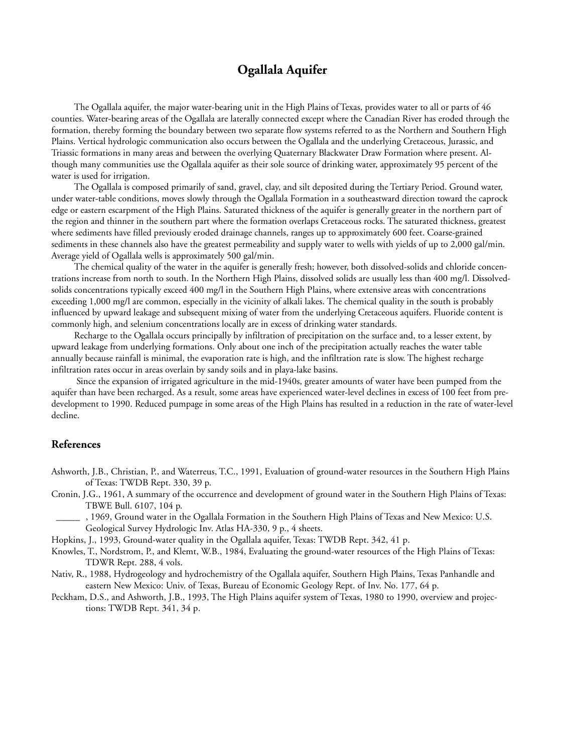# Ogallala Aquifer

The Ogallala aquifer, the major water-bearing unit in the High Plains of Texas, provides water to all or parts of 46 counties. Water-bearing areas of the Ogallala are laterally connected except where the Canadian River has eroded through the formation, thereby forming the boundary between two separate flow systems referred to as the Northern and Southern High Plains. Vertical hydrologic communication also occurs between the Ogallala and the underlying Cretaceous, Jurassic, and Triassic formations in many areas and between the overlying Quaternary Blackwater Draw Formation where present. Although many communities use the Ogallala aquifer as their sole source of drinking water, approximately 95 percent of the water is used for irrigation.

The Ogallala is composed primarily of sand, gravel, clay, and silt deposited during the Tertiary Period. Ground water, under water-table conditions, moves slowly through the Ogallala Formation in a southeastward direction toward the caprock edge or eastern escarpment of the High Plains. Saturated thickness of the aquifer is generally greater in the northern part of the region and thinner in the southern part where the formation overlaps Cretaceous rocks. The saturated thickness, greatest where sediments have filled previously eroded drainage channels, ranges up to approximately 600 feet. Coarse-grained sediments in these channels also have the greatest permeability and supply water to wells with yields of up to 2,000 gal/min. Average yield of Ogallala wells is approximately 500 gal/min.

The chemical quality of the water in the aquifer is generally fresh; however, both dissolved-solids and chloride concentrations increase from north to south. In the Northern High Plains, dissolved solids are usually less than 400 mg/l. Dissolved-solids concentrations typically exceed 400 mg/l in the Southern High Plains, where extensive areas with concentrations exceeding 1,000 mg/l are common, especially in the vicinity of alkali lakes. The chemical quality in the south is probably influenced by upward leakage and subsequent mixing of water from the underlying Cretaceous aquifers. Fluoride content is commonly high, and selenium concentrations locally are in excess of drinking water standards.

Recharge to the Ogallala occurs principally by infiltration of precipitation on the surface and, to a lesser extent, by upward leakage from underlying formations. Only about one inch of the precipitation actually reaches the water table annually because rainfall is minimal, the evaporation rate is high, and the infiltration rate is slow. The highest recharge infiltration rates occur in areas overlain by sandy soils and in playa-lake basins.

Since the expansion of irrigated agriculture in the mid-1940s, greater amounts of water have been pumped from the aquifer than have been recharged. As a result, some areas have experienced water-level declines in excess of 100 feet from predevelopment to 1990. Reduced pumpage in some areas of the High Plains has resulted in a reduction in the rate of water-level decline.

## References

Ashworth, J.B., Christian, P., and Waterreus, T.C., 1991, Evaluation of ground-water resources in the Southern High Plains of Texas: TWDB Rept. 330, 39 p.

Cronin, J.G., 1961, A summary of the occurrence and development of ground water in the Southern High Plains of Texas: TBWE Bull. 6107, 104 p.

_____ , 1969, Ground water in the Ogallala Formation in the Southern High Plains of Texas and New Mexico: U.S. Geological Survey Hydrologic Inv. Atlas HA-330, 9 p., 4 sheets.

Hopkins, J., 1993, Ground-water quality in the Ogallala aquifer, Texas: TWDB Rept. 342, 41 p.

Knowles, T., Nordstrom, P., and Klemt, W.B., 1984, Evaluating the ground-water resources of the High Plains of Texas: TDWR Rept. 288, 4 vols.

Nativ, R., 1988, Hydrogeology and hydrochemistry of the Ogallala aquifer, Southern High Plains, Texas Panhandle and eastern New Mexico: Univ. of Texas, Bureau of Economic Geology Rept. of Inv. No. 177, 64 p.

Peckham, D.S., and Ashworth, J.B., 1993, The High Plains aquifer system of Texas, 1980 to 1990, overview and projections: TWDB Rept. 341, 34 p.